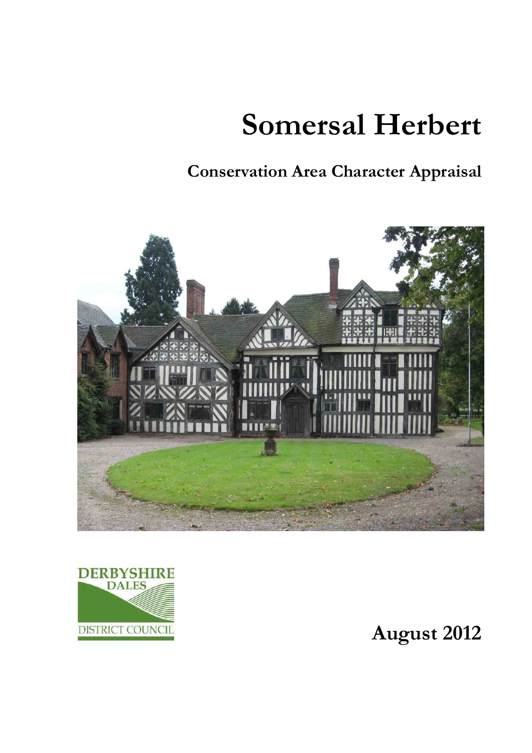# Somersal Herbert

## Conservation Area Character Appraisal

DERBYSHIRE DALES DISTRICT COUNCIL

**August 2012**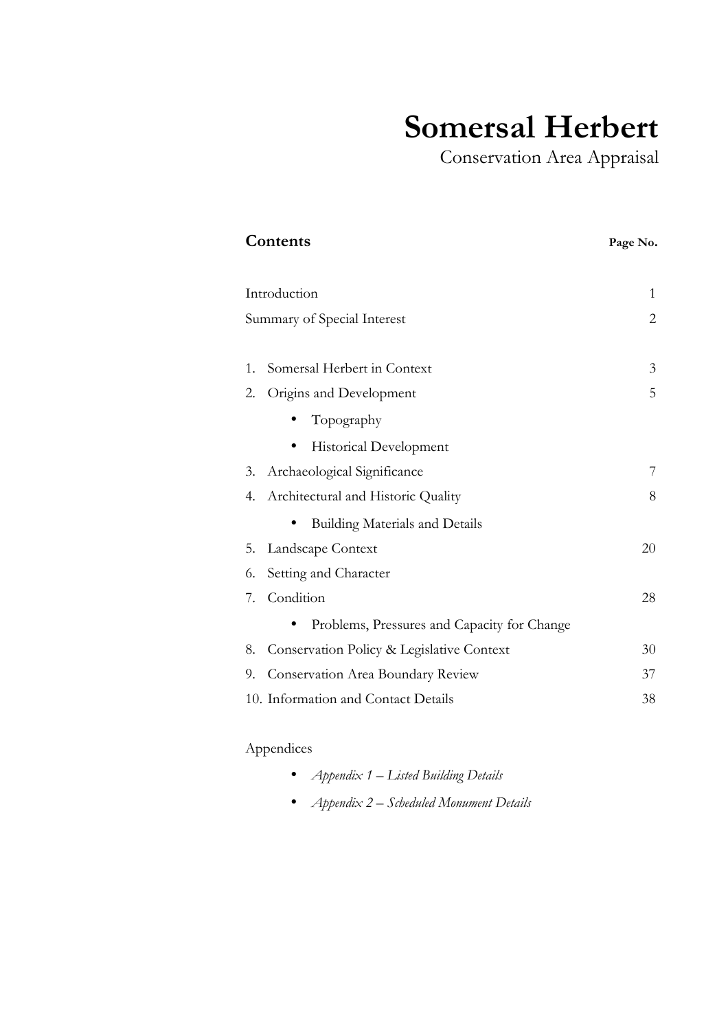# Somersal Herbert

Conservation Area Appraisal

## Contents

| | Page No. |
|---|---|
| Introduction | 1 |
| Summary of Special Interest | 2 |
| 1. Somersal Herbert in Context | 3 |
| 2. Origins and Development | 5 |
| • Topography | |
| • Historical Development | |
| 3. Archaeological Significance | 7 |
| 4. Architectural and Historic Quality | 8 |
| • Building Materials and Details | |
| 5. Landscape Context | 20 |
| 6. Setting and Character | |
| 7. Condition | 28 |
| • Problems, Pressures and Capacity for Change | |
| 8. Conservation Policy & Legislative Context | 30 |
| 9. Conservation Area Boundary Review | 37 |
| 10. Information and Contact Details | 38 |

Appendices

- *Appendix 1 – Listed Building Details*
- *Appendix 2 – Scheduled Monument Details*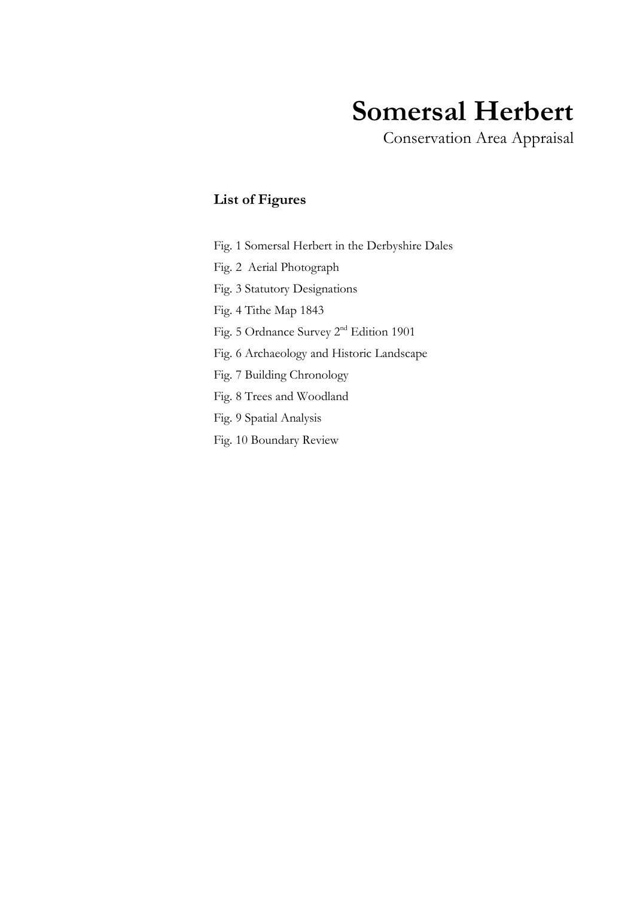# Somersal Herbert

Conservation Area Appraisal

**List of Figures**

Fig. 1 Somersal Herbert in the Derbyshire Dales

Fig. 2 Aerial Photograph

Fig. 3 Statutory Designations

Fig. 4 Tithe Map 1843

Fig. 5 Ordnance Survey 2nd Edition 1901

Fig. 6 Archaeology and Historic Landscape

Fig. 7 Building Chronology

Fig. 8 Trees and Woodland

Fig. 9 Spatial Analysis

Fig. 10 Boundary Review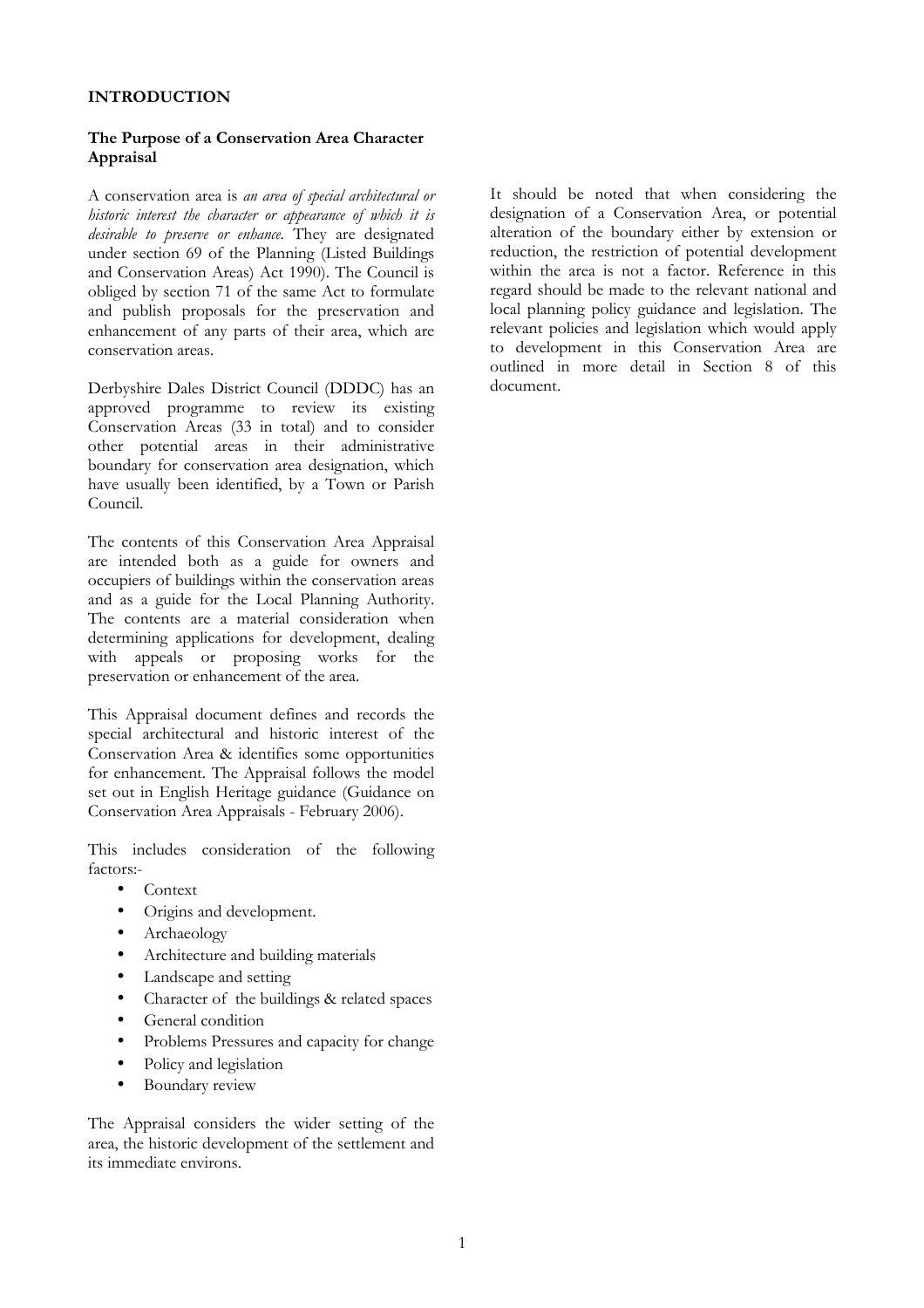## INTRODUCTION

### The Purpose of a Conservation Area Character Appraisal

A conservation area is *an area of special architectural or historic interest the character or appearance of which it is desirable to preserve or enhance.* They are designated under section 69 of the Planning (Listed Buildings and Conservation Areas) Act 1990). The Council is obliged by section 71 of the same Act to formulate and publish proposals for the preservation and enhancement of any parts of their area, which are conservation areas.

Derbyshire Dales District Council (DDDC) has an approved programme to review its existing Conservation Areas (33 in total) and to consider other potential areas in their administrative boundary for conservation area designation, which have usually been identified, by a Town or Parish Council.

The contents of this Conservation Area Appraisal are intended both as a guide for owners and occupiers of buildings within the conservation areas and as a guide for the Local Planning Authority. The contents are a material consideration when determining applications for development, dealing with appeals or proposing works for the preservation or enhancement of the area.

This Appraisal document defines and records the special architectural and historic interest of the Conservation Area & identifies some opportunities for enhancement. The Appraisal follows the model set out in English Heritage guidance (Guidance on Conservation Area Appraisals - February 2006).

This includes consideration of the following factors:-

- Context
- Origins and development.
- Archaeology
- Architecture and building materials
- Landscape and setting
- Character of the buildings & related spaces
- General condition
- Problems Pressures and capacity for change
- Policy and legislation
- Boundary review

The Appraisal considers the wider setting of the area, the historic development of the settlement and its immediate environs.

It should be noted that when considering the designation of a Conservation Area, or potential alteration of the boundary either by extension or reduction, the restriction of potential development within the area is not a factor. Reference in this regard should be made to the relevant national and local planning policy guidance and legislation. The relevant policies and legislation which would apply to development in this Conservation Area are outlined in more detail in Section 8 of this document.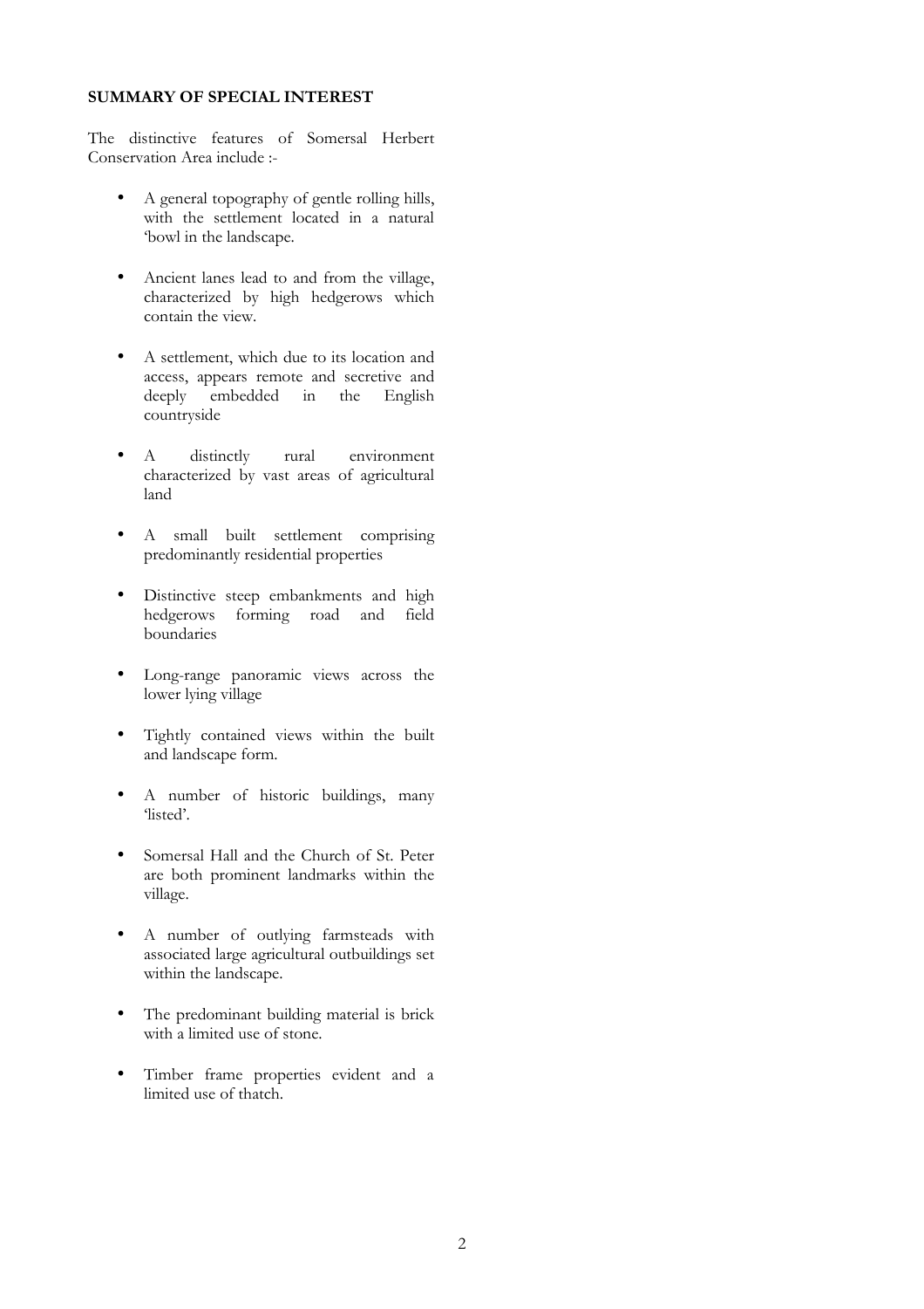**SUMMARY OF SPECIAL INTEREST**

The distinctive features of Somersal Herbert Conservation Area include :-

- A general topography of gentle rolling hills, with the settlement located in a natural 'bowl in the landscape.
- Ancient lanes lead to and from the village, characterized by high hedgerows which contain the view.
- A settlement, which due to its location and access, appears remote and secretive and deeply embedded in the English countryside
- A distinctly rural environment characterized by vast areas of agricultural land
- A small built settlement comprising predominantly residential properties
- Distinctive steep embankments and high hedgerows forming road and field boundaries
- Long-range panoramic views across the lower lying village
- Tightly contained views within the built and landscape form.
- A number of historic buildings, many 'listed'.
- Somersal Hall and the Church of St. Peter are both prominent landmarks within the village.
- A number of outlying farmsteads with associated large agricultural outbuildings set within the landscape.
- The predominant building material is brick with a limited use of stone.
- Timber frame properties evident and a limited use of thatch.